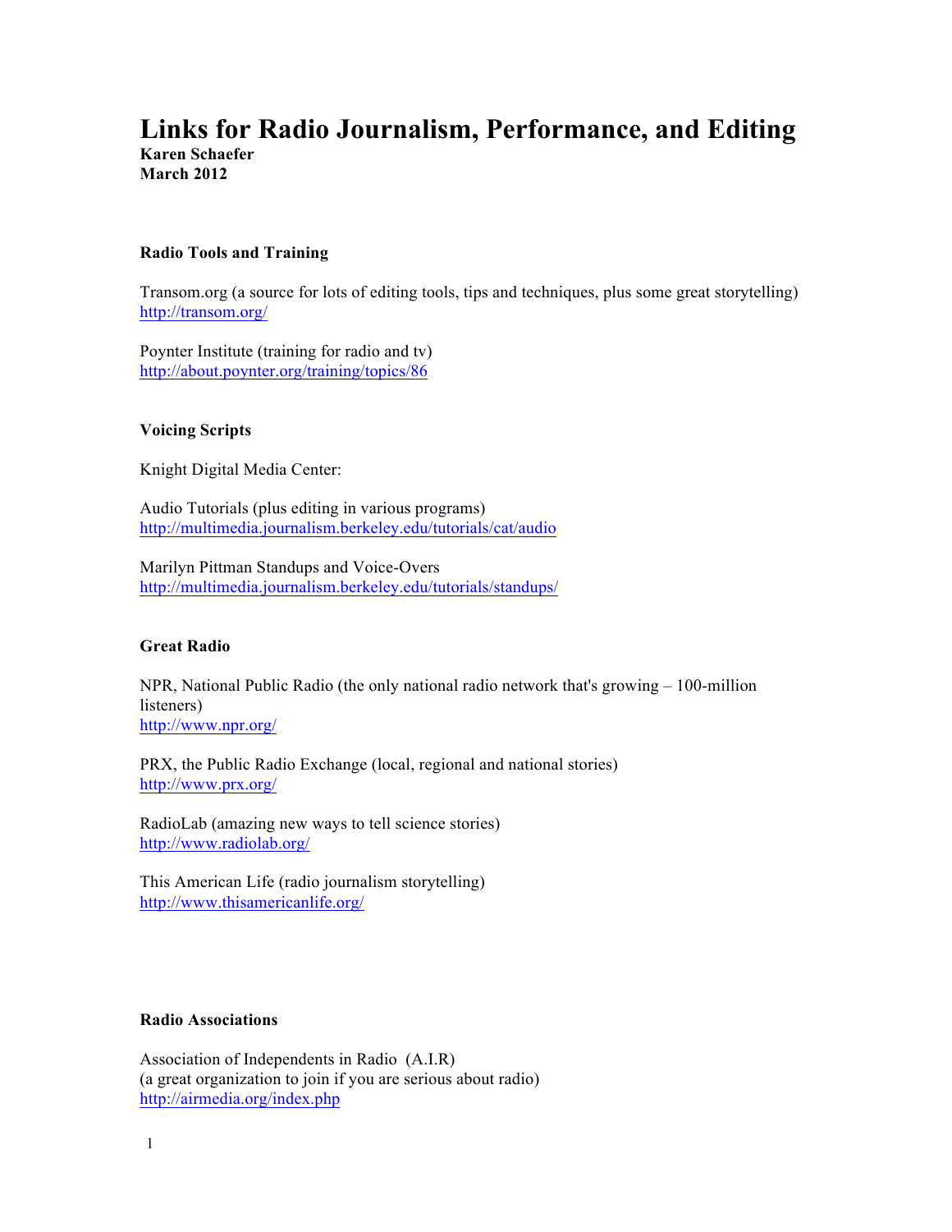# Links for Radio Journalism, Performance, and Editing

**Karen Schaefer**
**March 2012**

### Radio Tools and Training

Transom.org (a source for lots of editing tools, tips and techniques, plus some great storytelling)
http://transom.org/

Poynter Institute (training for radio and tv)
http://about.poynter.org/training/topics/86

### Voicing Scripts

Knight Digital Media Center:

Audio Tutorials (plus editing in various programs)
http://multimedia.journalism.berkeley.edu/tutorials/cat/audio

Marilyn Pittman Standups and Voice-Overs
http://multimedia.journalism.berkeley.edu/tutorials/standups/

### Great Radio

NPR, National Public Radio (the only national radio network that's growing – 100-million listeners)
http://www.npr.org/

PRX, the Public Radio Exchange (local, regional and national stories)
http://www.prx.org/

RadioLab (amazing new ways to tell science stories)
http://www.radiolab.org/

This American Life (radio journalism storytelling)
http://www.thisamericanlife.org/

### Radio Associations

Association of Independents in Radio (A.I.R)
(a great organization to join if you are serious about radio)
http://airmedia.org/index.php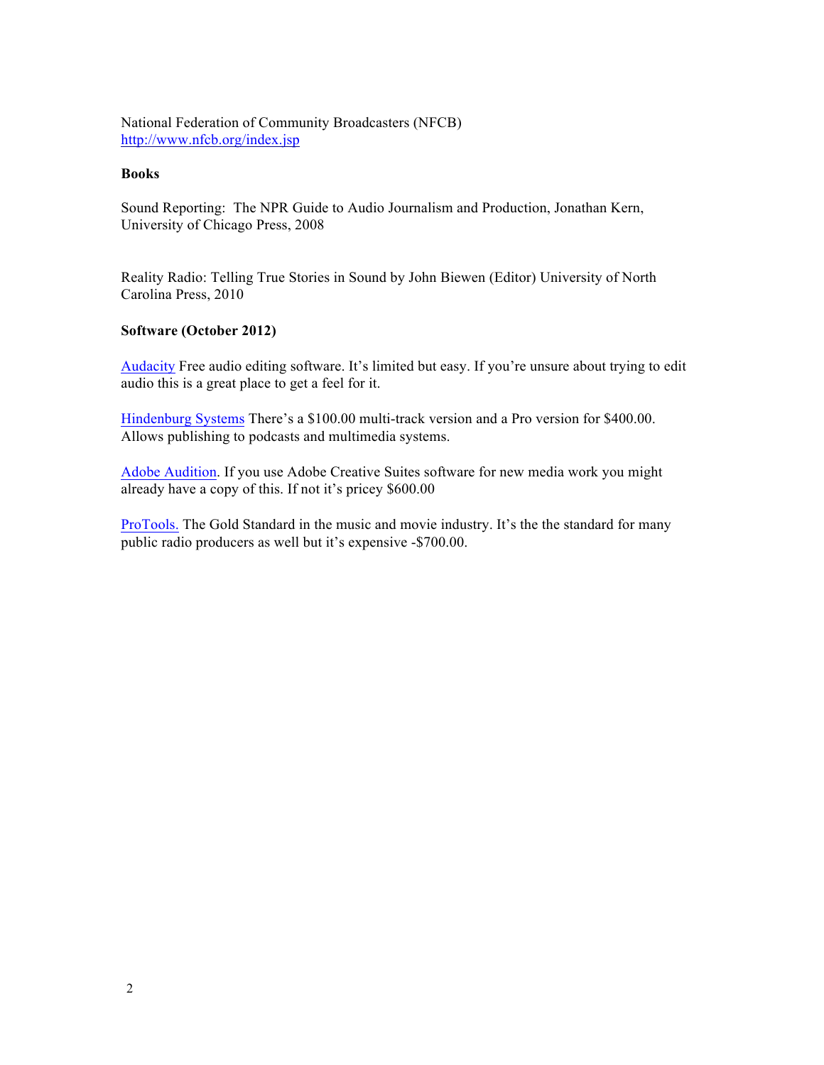National Federation of Community Broadcasters (NFCB)
http://www.nfcb.org/index.jsp

**Books**

Sound Reporting: The NPR Guide to Audio Journalism and Production, Jonathan Kern, University of Chicago Press, 2008

Reality Radio: Telling True Stories in Sound by John Biewen (Editor) University of North Carolina Press, 2010

**Software (October 2012)**

Audacity Free audio editing software. It's limited but easy. If you're unsure about trying to edit audio this is a great place to get a feel for it.

Hindenburg Systems There's a $100.00 multi-track version and a Pro version for $400.00. Allows publishing to podcasts and multimedia systems.

Adobe Audition. If you use Adobe Creative Suites software for new media work you might already have a copy of this. If not it's pricey $600.00

ProTools. The Gold Standard in the music and movie industry. It's the the standard for many public radio producers as well but it's expensive -$700.00.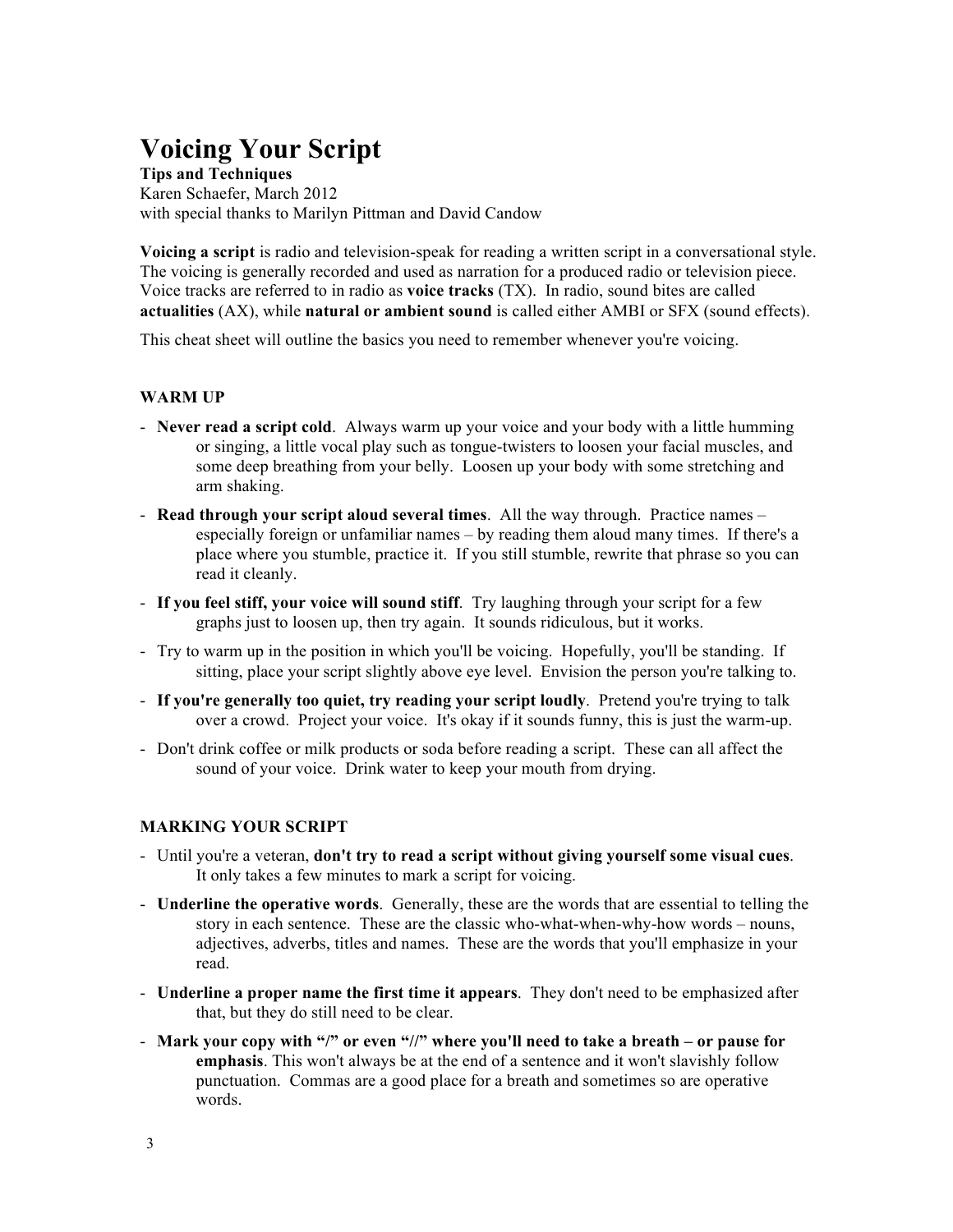# Voicing Your Script

**Tips and Techniques**
Karen Schaefer, March 2012
with special thanks to Marilyn Pittman and David Candow

**Voicing a script** is radio and television-speak for reading a written script in a conversational style. The voicing is generally recorded and used as narration for a produced radio or television piece. Voice tracks are referred to in radio as **voice tracks** (TX). In radio, sound bites are called **actualities** (AX), while **natural or ambient sound** is called either AMBI or SFX (sound effects).

This cheat sheet will outline the basics you need to remember whenever you're voicing.

## WARM UP

- **Never read a script cold**. Always warm up your voice and your body with a little humming or singing, a little vocal play such as tongue-twisters to loosen your facial muscles, and some deep breathing from your belly. Loosen up your body with some stretching and arm shaking.
- **Read through your script aloud several times**. All the way through. Practice names – especially foreign or unfamiliar names – by reading them aloud many times. If there's a place where you stumble, practice it. If you still stumble, rewrite that phrase so you can read it cleanly.
- **If you feel stiff, your voice will sound stiff**. Try laughing through your script for a few graphs just to loosen up, then try again. It sounds ridiculous, but it works.
- Try to warm up in the position in which you'll be voicing. Hopefully, you'll be standing. If sitting, place your script slightly above eye level. Envision the person you're talking to.
- **If you're generally too quiet, try reading your script loudly**. Pretend you're trying to talk over a crowd. Project your voice. It's okay if it sounds funny, this is just the warm-up.
- Don't drink coffee or milk products or soda before reading a script. These can all affect the sound of your voice. Drink water to keep your mouth from drying.

## MARKING YOUR SCRIPT

- Until you're a veteran, **don't try to read a script without giving yourself some visual cues**. It only takes a few minutes to mark a script for voicing.
- **Underline the operative words**. Generally, these are the words that are essential to telling the story in each sentence. These are the classic who-what-when-why-how words – nouns, adjectives, adverbs, titles and names. These are the words that you'll emphasize in your read.
- **Underline a proper name the first time it appears**. They don't need to be emphasized after that, but they do still need to be clear.
- **Mark your copy with "/" or even "//" where you'll need to take a breath – or pause for emphasis**. This won't always be at the end of a sentence and it won't slavishly follow punctuation. Commas are a good place for a breath and sometimes so are operative words.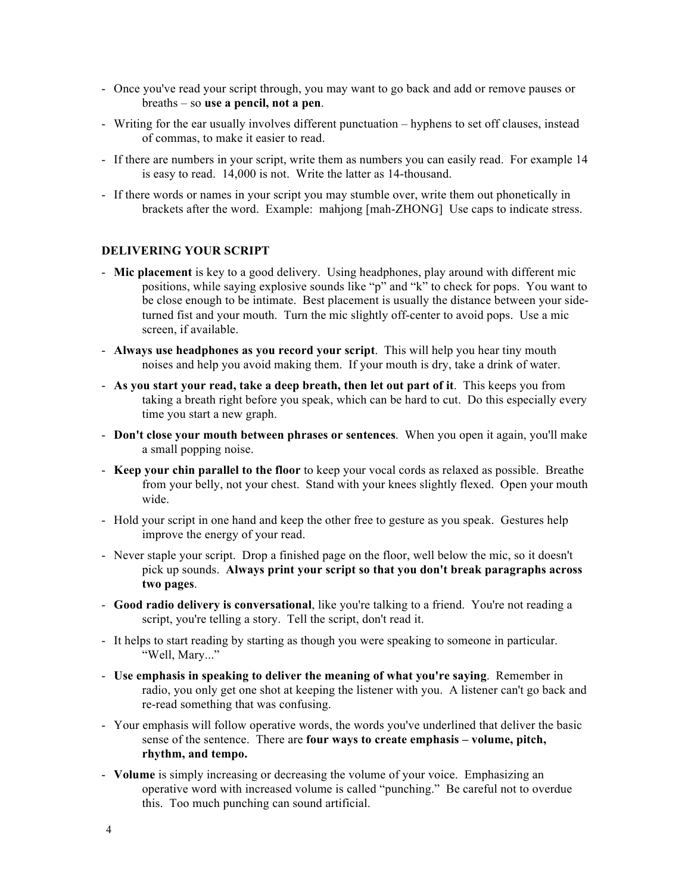- Once you've read your script through, you may want to go back and add or remove pauses or breaths – so **use a pencil, not a pen**.
- Writing for the ear usually involves different punctuation – hyphens to set off clauses, instead of commas, to make it easier to read.
- If there are numbers in your script, write them as numbers you can easily read. For example 14 is easy to read. 14,000 is not. Write the latter as 14-thousand.
- If there words or names in your script you may stumble over, write them out phonetically in brackets after the word. Example: mahjong [mah-ZHONG] Use caps to indicate stress.

**DELIVERING YOUR SCRIPT**

- **Mic placement** is key to a good delivery. Using headphones, play around with different mic positions, while saying explosive sounds like "p" and "k" to check for pops. You want to be close enough to be intimate. Best placement is usually the distance between your side-turned fist and your mouth. Turn the mic slightly off-center to avoid pops. Use a mic screen, if available.
- **Always use headphones as you record your script**. This will help you hear tiny mouth noises and help you avoid making them. If your mouth is dry, take a drink of water.
- **As you start your read, take a deep breath, then let out part of it**. This keeps you from taking a breath right before you speak, which can be hard to cut. Do this especially every time you start a new graph.
- **Don't close your mouth between phrases or sentences**. When you open it again, you'll make a small popping noise.
- **Keep your chin parallel to the floor** to keep your vocal cords as relaxed as possible. Breathe from your belly, not your chest. Stand with your knees slightly flexed. Open your mouth wide.
- Hold your script in one hand and keep the other free to gesture as you speak. Gestures help improve the energy of your read.
- Never staple your script. Drop a finished page on the floor, well below the mic, so it doesn't pick up sounds. **Always print your script so that you don't break paragraphs across two pages**.
- **Good radio delivery is conversational**, like you're talking to a friend. You're not reading a script, you're telling a story. Tell the script, don't read it.
- It helps to start reading by starting as though you were speaking to someone in particular. "Well, Mary..."
- **Use emphasis in speaking to deliver the meaning of what you're saying**. Remember in radio, you only get one shot at keeping the listener with you. A listener can't go back and re-read something that was confusing.
- Your emphasis will follow operative words, the words you've underlined that deliver the basic sense of the sentence. There are **four ways to create emphasis – volume, pitch, rhythm, and tempo.**
- **Volume** is simply increasing or decreasing the volume of your voice. Emphasizing an operative word with increased volume is called "punching." Be careful not to overdue this. Too much punching can sound artificial.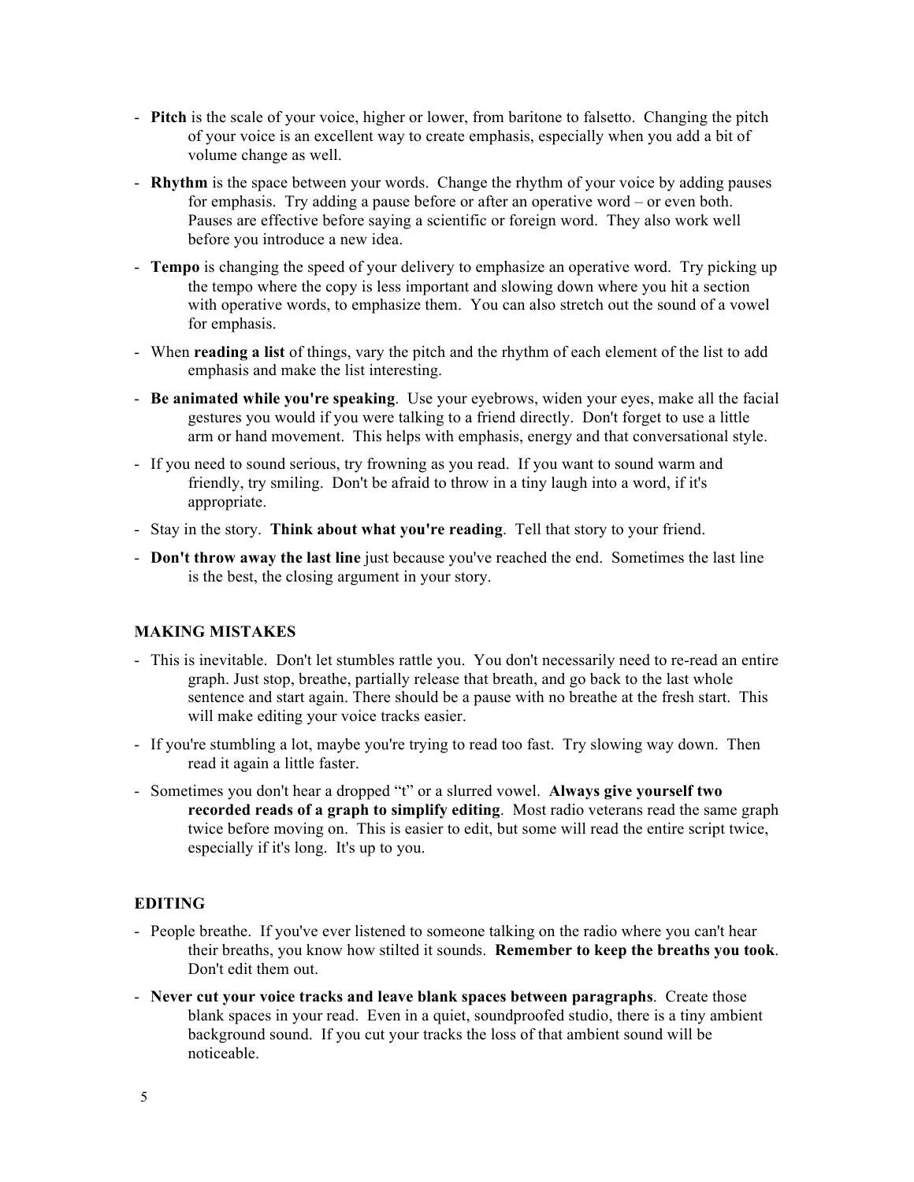- **Pitch** is the scale of your voice, higher or lower, from baritone to falsetto. Changing the pitch of your voice is an excellent way to create emphasis, especially when you add a bit of volume change as well.
- **Rhythm** is the space between your words. Change the rhythm of your voice by adding pauses for emphasis. Try adding a pause before or after an operative word – or even both. Pauses are effective before saying a scientific or foreign word. They also work well before you introduce a new idea.
- **Tempo** is changing the speed of your delivery to emphasize an operative word. Try picking up the tempo where the copy is less important and slowing down where you hit a section with operative words, to emphasize them. You can also stretch out the sound of a vowel for emphasis.
- When **reading a list** of things, vary the pitch and the rhythm of each element of the list to add emphasis and make the list interesting.
- **Be animated while you're speaking**. Use your eyebrows, widen your eyes, make all the facial gestures you would if you were talking to a friend directly. Don't forget to use a little arm or hand movement. This helps with emphasis, energy and that conversational style.
- If you need to sound serious, try frowning as you read. If you want to sound warm and friendly, try smiling. Don't be afraid to throw in a tiny laugh into a word, if it's appropriate.
- Stay in the story. **Think about what you're reading**. Tell that story to your friend.
- **Don't throw away the last line** just because you've reached the end. Sometimes the last line is the best, the closing argument in your story.

### MAKING MISTAKES

- This is inevitable. Don't let stumbles rattle you. You don't necessarily need to re-read an entire graph. Just stop, breathe, partially release that breath, and go back to the last whole sentence and start again. There should be a pause with no breathe at the fresh start. This will make editing your voice tracks easier.
- If you're stumbling a lot, maybe you're trying to read too fast. Try slowing way down. Then read it again a little faster.
- Sometimes you don't hear a dropped "t" or a slurred vowel. **Always give yourself two recorded reads of a graph to simplify editing**. Most radio veterans read the same graph twice before moving on. This is easier to edit, but some will read the entire script twice, especially if it's long. It's up to you.

### EDITING

- People breathe. If you've ever listened to someone talking on the radio where you can't hear their breaths, you know how stilted it sounds. **Remember to keep the breaths you took**. Don't edit them out.
- **Never cut your voice tracks and leave blank spaces between paragraphs**. Create those blank spaces in your read. Even in a quiet, soundproofed studio, there is a tiny ambient background sound. If you cut your tracks the loss of that ambient sound will be noticeable.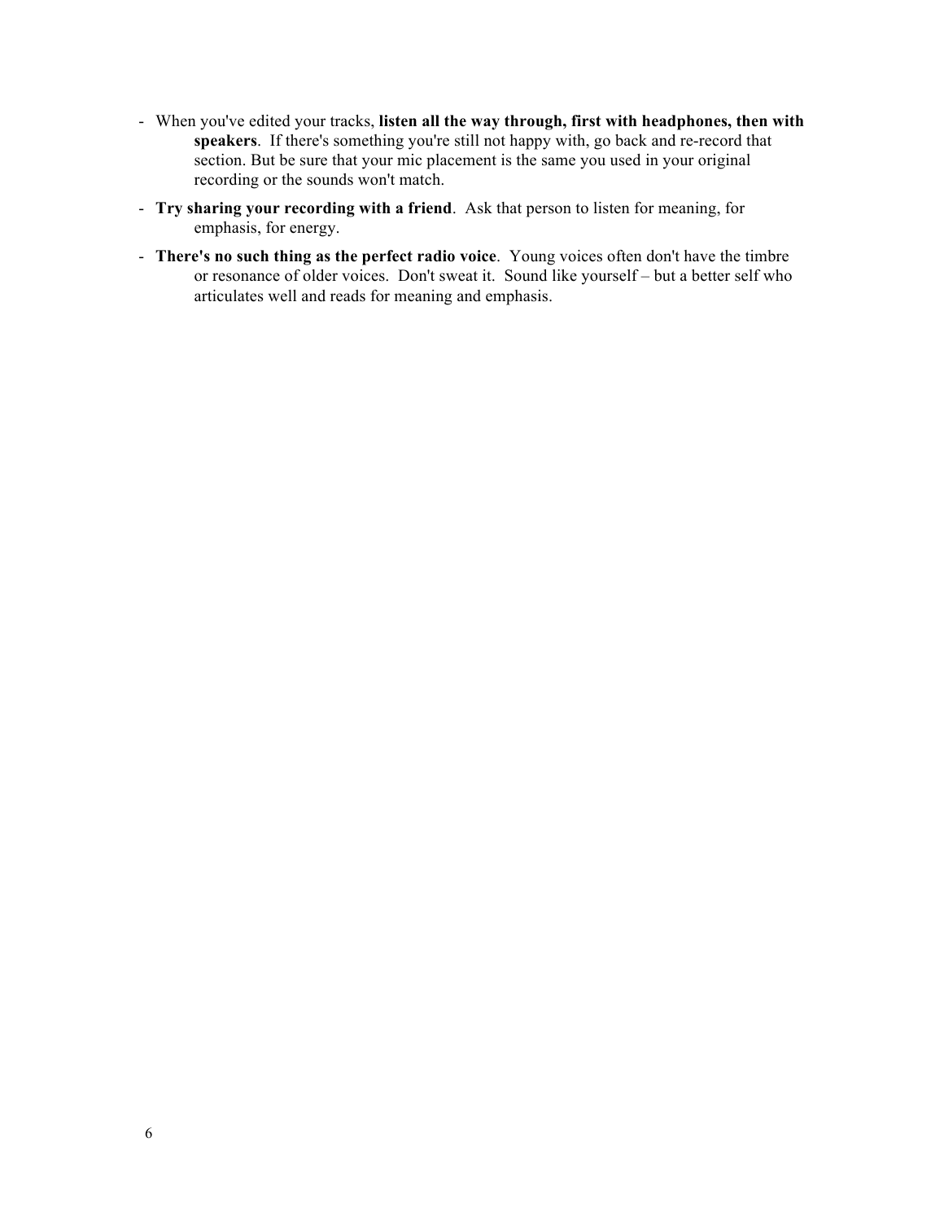- When you've edited your tracks, **listen all the way through, first with headphones, then with speakers**. If there's something you're still not happy with, go back and re-record that section. But be sure that your mic placement is the same you used in your original recording or the sounds won't match.
- **Try sharing your recording with a friend**. Ask that person to listen for meaning, for emphasis, for energy.
- **There's no such thing as the perfect radio voice**. Young voices often don't have the timbre or resonance of older voices. Don't sweat it. Sound like yourself – but a better self who articulates well and reads for meaning and emphasis.